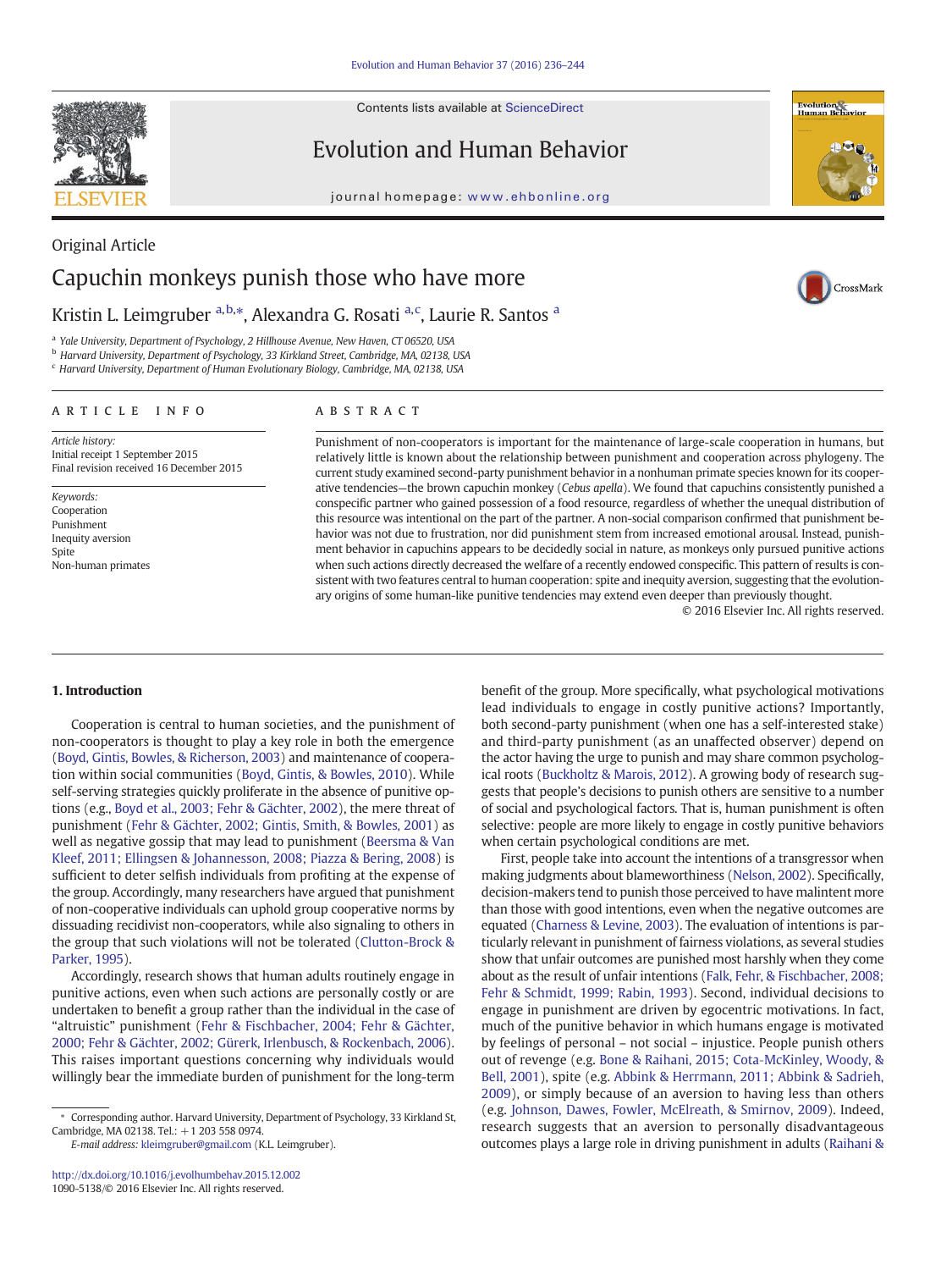Contents lists available at ScienceDirect

# Evolution and Human Behavior

journal homepage: www.ehbonline.org

Original Article

# Capuchin monkeys punish those who have more

Kristin L. Leimgruber [a,b,*], Alexandra G. Rosati [a,c], Laurie R. Santos [a]

[a] Yale University, Department of Psychology, 2 Hillhouse Avenue, New Haven, CT 06520, USA
[b] Harvard University, Department of Psychology, 33 Kirkland Street, Cambridge, MA, 02138, USA
[c] Harvard University, Department of Human Evolutionary Biology, Cambridge, MA, 02138, USA

## ARTICLE INFO

*Article history:*
Initial receipt 1 September 2015
Final revision received 16 December 2015

*Keywords:*
Cooperation
Punishment
Inequity aversion
Spite
Non-human primates

## ABSTRACT

Punishment of non-cooperators is important for the maintenance of large-scale cooperation in humans, but relatively little is known about the relationship between punishment and cooperation across phylogeny. The current study examined second-party punishment behavior in a nonhuman primate species known for its cooperative tendencies—the brown capuchin monkey (*Cebus apella*). We found that capuchins consistently punished a conspecific partner who gained possession of a food resource, regardless of whether the unequal distribution of this resource was intentional on the part of the partner. A non-social comparison confirmed that punishment behavior was not due to frustration, nor did punishment stem from increased emotional arousal. Instead, punishment behavior in capuchins appears to be decidedly social in nature, as monkeys only pursued punitive actions when such actions directly decreased the welfare of a recently endowed conspecific. This pattern of results is consistent with two features central to human cooperation: spite and inequity aversion, suggesting that the evolutionary origins of some human-like punitive tendencies may extend even deeper than previously thought.

© 2016 Elsevier Inc. All rights reserved.

## 1. Introduction

Cooperation is central to human societies, and the punishment of non-cooperators is thought to play a key role in both the emergence (Boyd, Gintis, Bowles, & Richerson, 2003) and maintenance of cooperation within social communities (Boyd, Gintis, & Bowles, 2010). While self-serving strategies quickly proliferate in the absence of punitive options (e.g., Boyd et al., 2003; Fehr & Gächter, 2002), the mere threat of punishment (Fehr & Gächter, 2002; Gintis, Smith, & Bowles, 2001) as well as negative gossip that may lead to punishment (Beersma & Van Kleef, 2011; Ellingsen & Johannesson, 2008; Piazza & Bering, 2008) is sufficient to deter selfish individuals from profiting at the expense of the group. Accordingly, many researchers have argued that punishment of non-cooperative individuals can uphold group cooperative norms by dissuading recidivist non-cooperators, while also signaling to others in the group that such violations will not be tolerated (Clutton-Brock & Parker, 1995).

Accordingly, research shows that human adults routinely engage in punitive actions, even when such actions are personally costly or are undertaken to benefit a group rather than the individual in the case of "altruistic" punishment (Fehr & Fischbacher, 2004; Fehr & Gächter, 2000; Fehr & Gächter, 2002; Gürerk, Irlenbusch, & Rockenbach, 2006). This raises important questions concerning why individuals would willingly bear the immediate burden of punishment for the long-term benefit of the group. More specifically, what psychological motivations lead individuals to engage in costly punitive actions? Importantly, both second-party punishment (when one has a self-interested stake) and third-party punishment (as an unaffected observer) depend on the actor having the urge to punish and may share common psychological roots (Buckholtz & Marois, 2012). A growing body of research suggests that people's decisions to punish others are sensitive to a number of social and psychological factors. That is, human punishment is often selective: people are more likely to engage in costly punitive behaviors when certain psychological conditions are met.

First, people take into account the intentions of a transgressor when making judgments about blameworthiness (Nelson, 2002). Specifically, decision-makers tend to punish those perceived to have malintent more than those with good intentions, even when the negative outcomes are equated (Charness & Levine, 2003). The evaluation of intentions is particularly relevant in punishment of fairness violations, as several studies show that unfair outcomes are punished most harshly when they come about as the result of unfair intentions (Falk, Fehr, & Fischbacher, 2008; Fehr & Schmidt, 1999; Rabin, 1993). Second, individual decisions to engage in punishment are driven by egocentric motivations. In fact, much of the punitive behavior in which humans engage is motivated by feelings of personal – not social – injustice. People punish others out of revenge (e.g. Bone & Raihani, 2015; Cota-McKinley, Woody, & Bell, 2001), spite (e.g. Abbink & Herrmann, 2011; Abbink & Sadrieh, 2009), or simply because of an aversion to having less than others (e.g. Johnson, Dawes, Fowler, McElreath, & Smirnov, 2009). Indeed, research suggests that an aversion to personally disadvantageous outcomes plays a large role in driving punishment in adults (Raihani &

* Corresponding author. Harvard University, Department of Psychology, 33 Kirkland St, Cambridge, MA 02138. Tel.: +1 203 558 0974.
*E-mail address:* kleimgruber@gmail.com (K.L. Leimgruber).

http://dx.doi.org/10.1016/j.evolhumbehav.2015.12.002
1090-5138/© 2016 Elsevier Inc. All rights reserved.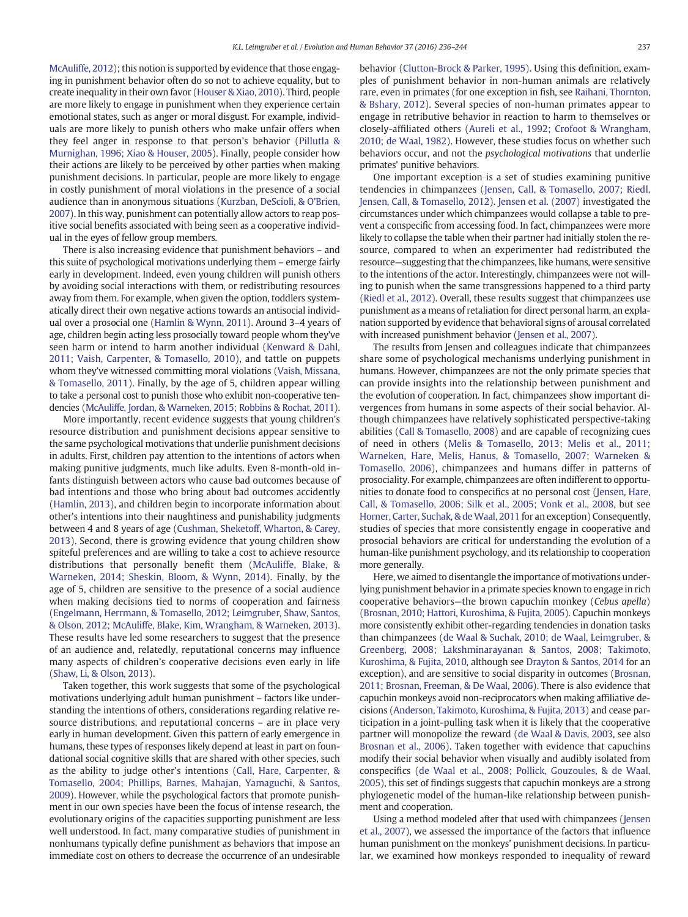McAuliffe, 2012); this notion is supported by evidence that those engaging in punishment behavior often do so not to achieve equality, but to create inequality in their own favor (Houser & Xiao, 2010). Third, people are more likely to engage in punishment when they experience certain emotional states, such as anger or moral disgust. For example, individuals are more likely to punish others who make unfair offers when they feel anger in response to that person's behavior (Pillutla & Murnighan, 1996; Xiao & Houser, 2005). Finally, people consider how their actions are likely to be perceived by other parties when making punishment decisions. In particular, people are more likely to engage in costly punishment of moral violations in the presence of a social audience than in anonymous situations (Kurzban, DeScioli, & O'Brien, 2007). In this way, punishment can potentially allow actors to reap positive social benefits associated with being seen as a cooperative individual in the eyes of fellow group members.

There is also increasing evidence that punishment behaviors – and this suite of psychological motivations underlying them – emerge fairly early in development. Indeed, even young children will punish others by avoiding social interactions with them, or redistributing resources away from them. For example, when given the option, toddlers systematically direct their own negative actions towards an antisocial individual over a prosocial one (Hamlin & Wynn, 2011). Around 3–4 years of age, children begin acting less prosocially toward people whom they've seen harm or intend to harm another individual (Kenward & Dahl, 2011; Vaish, Carpenter, & Tomasello, 2010), and tattle on puppets whom they've witnessed committing moral violations (Vaish, Missana, & Tomasello, 2011). Finally, by the age of 5, children appear willing to take a personal cost to punish those who exhibit non-cooperative tendencies (McAuliffe, Jordan, & Warneken, 2015; Robbins & Rochat, 2011).

More importantly, recent evidence suggests that young children's resource distribution and punishment decisions appear sensitive to the same psychological motivations that underlie punishment decisions in adults. First, children pay attention to the intentions of actors when making punitive judgments, much like adults. Even 8-month-old infants distinguish between actors who cause bad outcomes because of bad intentions and those who bring about bad outcomes accidently (Hamlin, 2013), and children begin to incorporate information about other's intentions into their naughtiness and punishability judgments between 4 and 8 years of age (Cushman, Sheketoff, Wharton, & Carey, 2013). Second, there is growing evidence that young children show spiteful preferences and are willing to take a cost to achieve resource distributions that personally benefit them (McAuliffe, Blake, & Warneken, 2014; Sheskin, Bloom, & Wynn, 2014). Finally, by the age of 5, children are sensitive to the presence of a social audience when making decisions tied to norms of cooperation and fairness (Engelmann, Herrmann, & Tomasello, 2012; Leimgruber, Shaw, Santos, & Olson, 2012; McAuliffe, Blake, Kim, Wrangham, & Warneken, 2013). These results have led some researchers to suggest that the presence of an audience and, relatedly, reputational concerns may influence many aspects of children's cooperative decisions even early in life (Shaw, Li, & Olson, 2013).

Taken together, this work suggests that some of the psychological motivations underlying adult human punishment – factors like understanding the intentions of others, considerations regarding relative resource distributions, and reputational concerns – are in place very early in human development. Given this pattern of early emergence in humans, these types of responses likely depend at least in part on foundational social cognitive skills that are shared with other species, such as the ability to judge other's intentions (Call, Hare, Carpenter, & Tomasello, 2004; Phillips, Barnes, Mahajan, Yamaguchi, & Santos, 2009). However, while the psychological factors that promote punishment in our own species have been the focus of intense research, the evolutionary origins of the capacities supporting punishment are less well understood. In fact, many comparative studies of punishment in nonhumans typically define punishment as behaviors that impose an immediate cost on others to decrease the occurrence of an undesirable behavior (Clutton-Brock & Parker, 1995). Using this definition, examples of punishment behavior in non-human animals are relatively rare, even in primates (for one exception in fish, see Raihani, Thornton, & Bshary, 2012). Several species of non-human primates appear to engage in retributive behavior in reaction to harm to themselves or closely-affiliated others (Aureli et al., 1992; Crofoot & Wrangham, 2010; de Waal, 1982). However, these studies focus on whether such behaviors occur, and not the *psychological motivations* that underlie primates' punitive behaviors.

One important exception is a set of studies examining punitive tendencies in chimpanzees (Jensen, Call, & Tomasello, 2007; Riedl, Jensen, Call, & Tomasello, 2012). Jensen et al. (2007) investigated the circumstances under which chimpanzees would collapse a table to prevent a conspecific from accessing food. In fact, chimpanzees were more likely to collapse the table when their partner had initially stolen the resource, compared to when an experimenter had redistributed the resource—suggesting that the chimpanzees, like humans, were sensitive to the intentions of the actor. Interestingly, chimpanzees were not willing to punish when the same transgressions happened to a third party (Riedl et al., 2012). Overall, these results suggest that chimpanzees use punishment as a means of retaliation for direct personal harm, an explanation supported by evidence that behavioral signs of arousal correlated with increased punishment behavior (Jensen et al., 2007).

The results from Jensen and colleagues indicate that chimpanzees share some of psychological mechanisms underlying punishment in humans. However, chimpanzees are not the only primate species that can provide insights into the relationship between punishment and the evolution of cooperation. In fact, chimpanzees show important divergences from humans in some aspects of their social behavior. Although chimpanzees have relatively sophisticated perspective-taking abilities (Call & Tomasello, 2008) and are capable of recognizing cues of need in others (Melis & Tomasello, 2013; Melis et al., 2011; Warneken, Hare, Melis, Hanus, & Tomasello, 2007; Warneken & Tomasello, 2006), chimpanzees and humans differ in patterns of prosociality. For example, chimpanzees are often indifferent to opportunities to donate food to conspecifics at no personal cost (Jensen, Hare, Call, & Tomasello, 2006; Silk et al., 2005; Vonk et al., 2008, but see Horner, Carter, Suchak, & de Waal, 2011 for an exception) Consequently, studies of species that more consistently engage in cooperative and prosocial behaviors are critical for understanding the evolution of a human-like punishment psychology, and its relationship to cooperation more generally.

Here, we aimed to disentangle the importance of motivations underlying punishment behavior in a primate species known to engage in rich cooperative behaviors—the brown capuchin monkey (*Cebus apella*) (Brosnan, 2010; Hattori, Kuroshima, & Fujita, 2005). Capuchin monkeys more consistently exhibit other-regarding tendencies in donation tasks than chimpanzees (de Waal & Suchak, 2010; de Waal, Leimgruber, & Greenberg, 2008; Lakshminarayanan & Santos, 2008; Takimoto, Kuroshima, & Fujita, 2010, although see Drayton & Santos, 2014 for an exception), and are sensitive to social disparity in outcomes (Brosnan, 2011; Brosnan, Freeman, & De Waal, 2006). There is also evidence that capuchin monkeys avoid non-reciprocators when making affiliative decisions (Anderson, Takimoto, Kuroshima, & Fujita, 2013) and cease participation in a joint-pulling task when it is likely that the cooperative partner will monopolize the reward (de Waal & Davis, 2003, see also Brosnan et al., 2006). Taken together with evidence that capuchins modify their social behavior when visually and audibly isolated from conspecifics (de Waal et al., 2008; Pollick, Gouzoules, & de Waal, 2005), this set of findings suggests that capuchin monkeys are a strong phylogenetic model of the human-like relationship between punishment and cooperation.

Using a method modeled after that used with chimpanzees (Jensen et al., 2007), we assessed the importance of the factors that influence human punishment on the monkeys' punishment decisions. In particular, we examined how monkeys responded to inequality of reward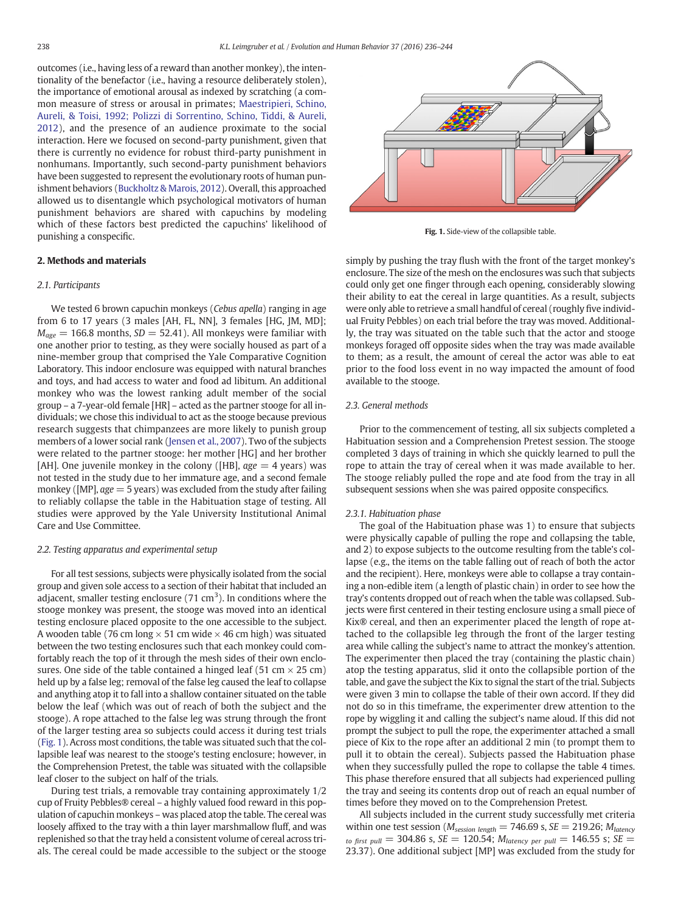outcomes (i.e., having less of a reward than another monkey), the intentionality of the benefactor (i.e., having a resource deliberately stolen), the importance of emotional arousal as indexed by scratching (a common measure of stress or arousal in primates; Maestripieri, Schino, Aureli, & Toisi, 1992; Polizzi di Sorrentino, Schino, Tiddi, & Aureli, 2012), and the presence of an audience proximate to the social interaction. Here we focused on second-party punishment, given that there is currently no evidence for robust third-party punishment in nonhumans. Importantly, such second-party punishment behaviors have been suggested to represent the evolutionary roots of human punishment behaviors (Buckholtz & Marois, 2012). Overall, this approached allowed us to disentangle which psychological motivators of human punishment behaviors are shared with capuchins by modeling which of these factors best predicted the capuchins' likelihood of punishing a conspecific.

## 2. Methods and materials

### 2.1. Participants

We tested 6 brown capuchin monkeys (*Cebus apella*) ranging in age from 6 to 17 years (3 males [AH, FL, NN], 3 females [HG, JM, MD]; $M_{age} = 166.8$ months, $SD = 52.41$). All monkeys were familiar with one another prior to testing, as they were socially housed as part of a nine-member group that comprised the Yale Comparative Cognition Laboratory. This indoor enclosure was equipped with natural branches and toys, and had access to water and food ad libitum. An additional monkey who was the lowest ranking adult member of the social group – a 7-year-old female [HR] – acted as the partner stooge for all individuals; we chose this individual to act as the stooge because previous research suggests that chimpanzees are more likely to punish group members of a lower social rank (Jensen et al., 2007). Two of the subjects were related to the partner stooge: her mother [HG] and her brother [AH]. One juvenile monkey in the colony ([HB], $age = 4$ years) was not tested in the study due to her immature age, and a second female monkey ([MP], $age = 5$ years) was excluded from the study after failing to reliably collapse the table in the Habituation stage of testing. All studies were approved by the Yale University Institutional Animal Care and Use Committee.

### 2.2. Testing apparatus and experimental setup

For all test sessions, subjects were physically isolated from the social group and given sole access to a section of their habitat that included an adjacent, smaller testing enclosure (71 $cm^3$). In conditions where the stooge monkey was present, the stooge was moved into an identical testing enclosure placed opposite to the one accessible to the subject. A wooden table (76 cm long × 51 cm wide × 46 cm high) was situated between the two testing enclosures such that each monkey could comfortably reach the top of it through the mesh sides of their own enclosures. One side of the table contained a hinged leaf (51 cm × 25 cm) held up by a false leg; removal of the false leg caused the leaf to collapse and anything atop it to fall into a shallow container situated on the table below the leaf (which was out of reach of both the subject and the stooge). A rope attached to the false leg was strung through the front of the larger testing area so subjects could access it during test trials (Fig. 1). Across most conditions, the table was situated such that the collapsible leaf was nearest to the stooge's testing enclosure; however, in the Comprehension Pretest, the table was situated with the collapsible leaf closer to the subject on half of the trials.

During test trials, a removable tray containing approximately 1/2 cup of Fruity Pebbles® cereal – a highly valued food reward in this population of capuchin monkeys – was placed atop the table. The cereal was loosely affixed to the tray with a thin layer marshmallow fluff, and was replenished so that the tray held a consistent volume of cereal across trials. The cereal could be made accessible to the subject or the stooge simply by pushing the tray flush with the front of the target monkey's enclosure. The size of the mesh on the enclosures was such that subjects could only get one finger through each opening, considerably slowing their ability to eat the cereal in large quantities. As a result, subjects were only able to retrieve a small handful of cereal (roughly five individual Fruity Pebbles) on each trial before the tray was moved. Additionally, the tray was situated on the table such that the actor and stooge monkeys foraged off opposite sides when the tray was made available to them; as a result, the amount of cereal the actor was able to eat prior to the food loss event in no way impacted the amount of food available to the stooge.

Fig. 1. Side-view of the collapsible table.

### 2.3. General methods

Prior to the commencement of testing, all six subjects completed a Habituation session and a Comprehension Pretest session. The stooge completed 3 days of training in which she quickly learned to pull the rope to attain the tray of cereal when it was made available to her. The stooge reliably pulled the rope and ate food from the tray in all subsequent sessions when she was paired opposite conspecifics.

#### 2.3.1. Habituation phase

The goal of the Habituation phase was 1) to ensure that subjects were physically capable of pulling the rope and collapsing the table, and 2) to expose subjects to the outcome resulting from the table's collapse (e.g., the items on the table falling out of reach of both the actor and the recipient). Here, monkeys were able to collapse a tray containing a non-edible item (a length of plastic chain) in order to see how the tray's contents dropped out of reach when the table was collapsed. Subjects were first centered in their testing enclosure using a small piece of Kix® cereal, and then an experimenter placed the length of rope attached to the collapsible leg through the front of the larger testing area while calling the subject's name to attract the monkey's attention. The experimenter then placed the tray (containing the plastic chain) atop the testing apparatus, slid it onto the collapsible portion of the table, and gave the subject the Kix to signal the start of the trial. Subjects were given 3 min to collapse the table of their own accord. If they did not do so in this timeframe, the experimenter drew attention to the rope by wiggling it and calling the subject's name aloud. If this did not prompt the subject to pull the rope, the experimenter attached a small piece of Kix to the rope after an additional 2 min (to prompt them to pull it to obtain the cereal). Subjects passed the Habituation phase when they successfully pulled the rope to collapse the table 4 times. This phase therefore ensured that all subjects had experienced pulling the tray and seeing its contents drop out of reach an equal number of times before they moved on to the Comprehension Pretest.

All subjects included in the current study successfully met criteria within one test session ($M_{session\ length} = 746.69$ s, $SE = 219.26$; $M_{latency\ to\ first\ pull} = 304.86$ s, $SE = 120.54$; $M_{latency\ per\ pull} = 146.55$ s; $SE = 23.37$). One additional subject [MP] was excluded from the study for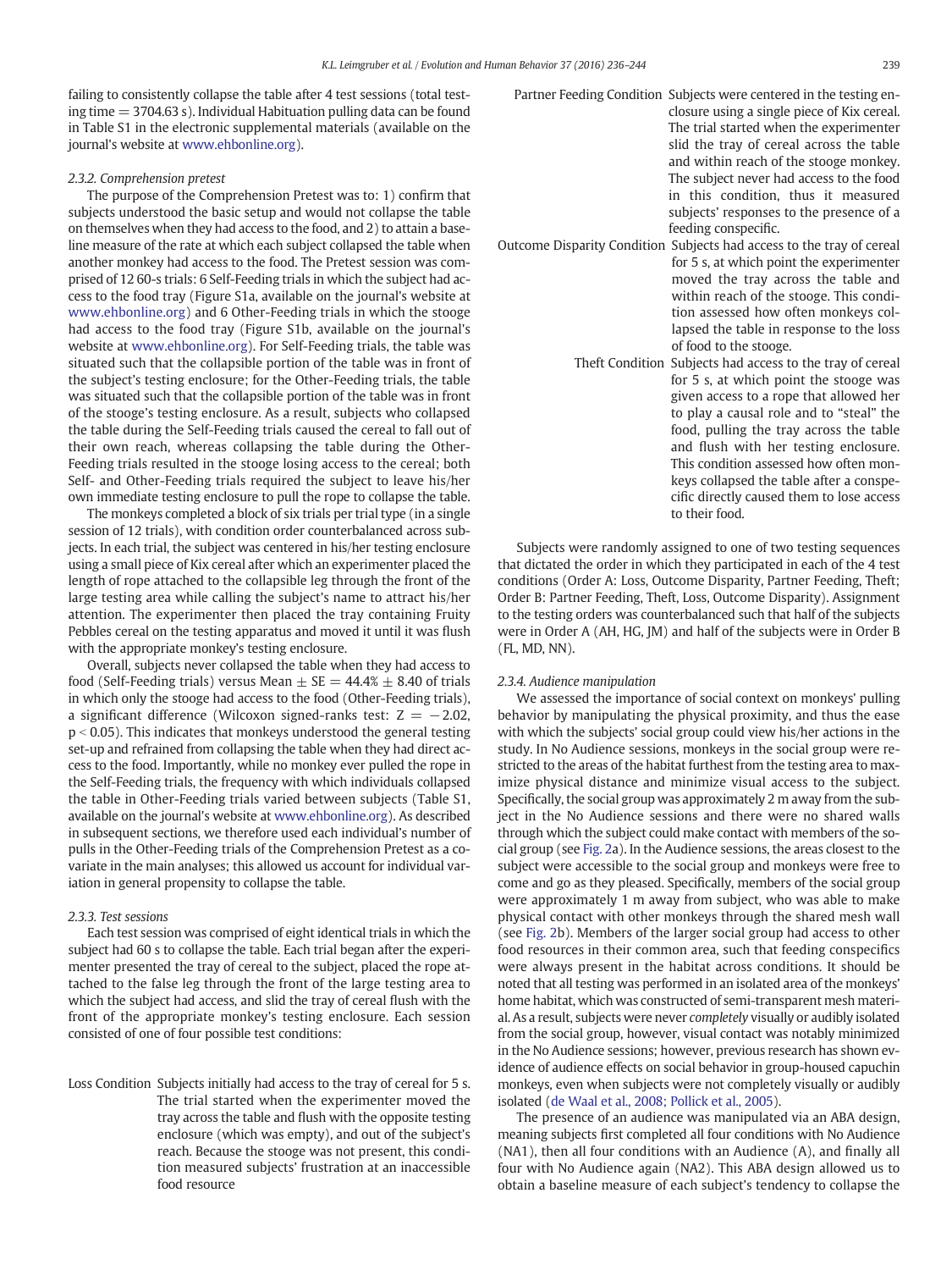failing to consistently collapse the table after 4 test sessions (total testing time = 3704.63 s). Individual Habituation pulling data can be found in Table S1 in the electronic supplemental materials (available on the journal's website at www.ehbonline.org).

### 2.3.2. Comprehension pretest

The purpose of the Comprehension Pretest was to: 1) confirm that subjects understood the basic setup and would not collapse the table on themselves when they had access to the food, and 2) to attain a baseline measure of the rate at which each subject collapsed the table when another monkey had access to the food. The Pretest session was comprised of 12 60-s trials: 6 Self-Feeding trials in which the subject had access to the food tray (Figure S1a, available on the journal's website at www.ehbonline.org) and 6 Other-Feeding trials in which the stooge had access to the food tray (Figure S1b, available on the journal's website at www.ehbonline.org). For Self-Feeding trials, the table was situated such that the collapsible portion of the table was in front of the subject's testing enclosure; for the Other-Feeding trials, the table was situated such that the collapsible portion of the table was in front of the stooge's testing enclosure. As a result, subjects who collapsed the table during the Self-Feeding trials caused the cereal to fall out of their own reach, whereas collapsing the table during the Other-Feeding trials resulted in the stooge losing access to the cereal; both Self- and Other-Feeding trials required the subject to leave his/her own immediate testing enclosure to pull the rope to collapse the table.

The monkeys completed a block of six trials per trial type (in a single session of 12 trials), with condition order counterbalanced across subjects. In each trial, the subject was centered in his/her testing enclosure using a small piece of Kix cereal after which an experimenter placed the length of rope attached to the collapsible leg through the front of the large testing area while calling the subject's name to attract his/her attention. The experimenter then placed the tray containing Fruity Pebbles cereal on the testing apparatus and moved it until it was flush with the appropriate monkey's testing enclosure.

Overall, subjects never collapsed the table when they had access to food (Self-Feeding trials) versus Mean ± SE = 44.4% ± 8.40 of trials in which only the stooge had access to the food (Other-Feeding trials), a significant difference (Wilcoxon signed-ranks test: $Z = -2.02$, $p < 0.05$). This indicates that monkeys understood the general testing set-up and refrained from collapsing the table when they had direct access to the food. Importantly, while no monkey ever pulled the rope in the Self-Feeding trials, the frequency with which individuals collapsed the table in Other-Feeding trials varied between subjects (Table S1, available on the journal's website at www.ehbonline.org). As described in subsequent sections, we therefore used each individual's number of pulls in the Other-Feeding trials of the Comprehension Pretest as a covariate in the main analyses; this allowed us account for individual variation in general propensity to collapse the table.

### 2.3.3. Test sessions

Each test session was comprised of eight identical trials in which the subject had 60 s to collapse the table. Each trial began after the experimenter presented the tray of cereal to the subject, placed the rope attached to the false leg through the front of the large testing area to which the subject had access, and slid the tray of cereal flush with the front of the appropriate monkey's testing enclosure. Each session consisted of one of four possible test conditions:

- **Loss Condition** Subjects initially had access to the tray of cereal for 5 s. The trial started when the experimenter moved the tray across the table and flush with the opposite testing enclosure (which was empty), and out of the subject's reach. Because the stooge was not present, this condition measured subjects' frustration at an inaccessible food resource
- **Partner Feeding Condition** Subjects were centered in the testing enclosure using a single piece of Kix cereal. The trial started when the experimenter slid the tray of cereal across the table and within reach of the stooge monkey. The subject never had access to the food in this condition, thus it measured subjects' responses to the presence of a feeding conspecific.
- **Outcome Disparity Condition** Subjects had access to the tray of cereal for 5 s, at which point the experimenter moved the tray across the table and within reach of the stooge. This condition assessed how often monkeys collapsed the table in response to the loss of food to the stooge.
- **Theft Condition** Subjects had access to the tray of cereal for 5 s, at which point the stooge was given access to a rope that allowed her to play a causal role and to "steal" the food, pulling the tray across the table and flush with her testing enclosure. This condition assessed how often monkeys collapsed the table after a conspecific directly caused them to lose access to their food.

Subjects were randomly assigned to one of two testing sequences that dictated the order in which they participated in each of the 4 test conditions (Order A: Loss, Outcome Disparity, Partner Feeding, Theft; Order B: Partner Feeding, Theft, Loss, Outcome Disparity). Assignment to the testing orders was counterbalanced such that half of the subjects were in Order A (AH, HG, JM) and half of the subjects were in Order B (FL, MD, NN).

### 2.3.4. Audience manipulation

We assessed the importance of social context on monkeys' pulling behavior by manipulating the physical proximity, and thus the ease with which the subjects' social group could view his/her actions in the study. In No Audience sessions, monkeys in the social group were restricted to the areas of the habitat furthest from the testing area to maximize physical distance and minimize visual access to the subject. Specifically, the social group was approximately 2 m away from the subject in the No Audience sessions and there were no shared walls through which the subject could make contact with members of the social group (see Fig. 2a). In the Audience sessions, the areas closest to the subject were accessible to the social group and monkeys were free to come and go as they pleased. Specifically, members of the social group were approximately 1 m away from subject, who was able to make physical contact with other monkeys through the shared mesh wall (see Fig. 2b). Members of the larger social group had access to other food resources in their common area, such that feeding conspecifics were always present in the habitat across conditions. It should be noted that all testing was performed in an isolated area of the monkeys' home habitat, which was constructed of semi-transparent mesh material. As a result, subjects were never *completely* visually or audibly isolated from the social group, however, visual contact was notably minimized in the No Audience sessions; however, previous research has shown evidence of audience effects on social behavior in group-housed capuchin monkeys, even when subjects were not completely visually or audibly isolated (de Waal et al., 2008; Pollick et al., 2005).

The presence of an audience was manipulated via an ABA design, meaning subjects first completed all four conditions with No Audience (NA1), then all four conditions with an Audience (A), and finally all four with No Audience again (NA2). This ABA design allowed us to obtain a baseline measure of each subject's tendency to collapse the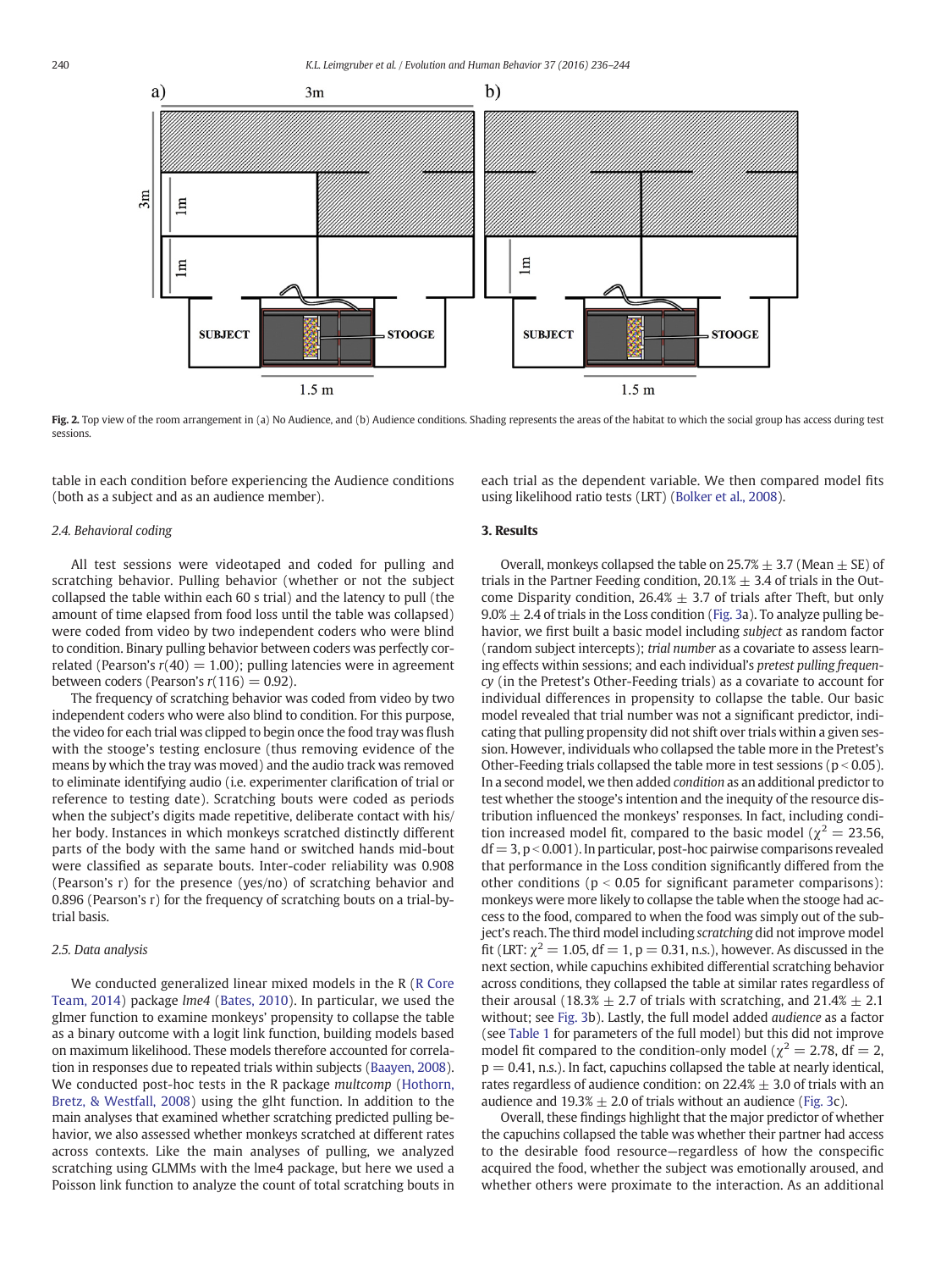Fig. 2. Top view of the room arrangement in (a) No Audience, and (b) Audience conditions. Shading represents the areas of the habitat to which the social group has access during test sessions.

table in each condition before experiencing the Audience conditions (both as a subject and as an audience member).

### 2.4. Behavioral coding

All test sessions were videotaped and coded for pulling and scratching behavior. Pulling behavior (whether or not the subject collapsed the table within each 60 s trial) and the latency to pull (the amount of time elapsed from food loss until the table was collapsed) were coded from video by two independent coders who were blind to condition. Binary pulling behavior between coders was perfectly correlated (Pearson's $r(40) = 1.00$); pulling latencies were in agreement between coders (Pearson's $r(116) = 0.92$).

The frequency of scratching behavior was coded from video by two independent coders who were also blind to condition. For this purpose, the video for each trial was clipped to begin once the food tray was flush with the stooge's testing enclosure (thus removing evidence of the means by which the tray was moved) and the audio track was removed to eliminate identifying audio (i.e. experimenter clarification of trial or reference to testing date). Scratching bouts were coded as periods when the subject's digits made repetitive, deliberate contact with his/her body. Instances in which monkeys scratched distinctly different parts of the body with the same hand or switched hands mid-bout were classified as separate bouts. Inter-coder reliability was 0.908 (Pearson's r) for the presence (yes/no) of scratching behavior and 0.896 (Pearson's r) for the frequency of scratching bouts on a trial-by-trial basis.

### 2.5. Data analysis

We conducted generalized linear mixed models in the R (R Core Team, 2014) package *lme4* (Bates, 2010). In particular, we used the glmer function to examine monkeys' propensity to collapse the table as a binary outcome with a logit link function, building models based on maximum likelihood. These models therefore accounted for correlation in responses due to repeated trials within subjects (Baayen, 2008). We conducted post-hoc tests in the R package *multcomp* (Hothorn, Bretz, & Westfall, 2008) using the glht function. In addition to the main analyses that examined whether scratching predicted pulling behavior, we also assessed whether monkeys scratched at different rates across contexts. Like the main analyses of pulling, we analyzed scratching using GLMMs with the lme4 package, but here we used a Poisson link function to analyze the count of total scratching bouts in each trial as the dependent variable. We then compared model fits using likelihood ratio tests (LRT) (Bolker et al., 2008).

## 3. Results

Overall, monkeys collapsed the table on 25.7% ± 3.7 (Mean ± SE) of trials in the Partner Feeding condition, 20.1% ± 3.4 of trials in the Outcome Disparity condition, 26.4% ± 3.7 of trials after Theft, but only 9.0% ± 2.4 of trials in the Loss condition (Fig. 3a). To analyze pulling behavior, we first built a basic model including *subject* as random factor (random subject intercepts); *trial number* as a covariate to assess learning effects within sessions; and each individual's *pretest pulling frequency* (in the Pretest's Other-Feeding trials) as a covariate to account for individual differences in propensity to collapse the table. Our basic model revealed that trial number was not a significant predictor, indicating that pulling propensity did not shift over trials within a given session. However, individuals who collapsed the table more in the Pretest's Other-Feeding trials collapsed the table more in test sessions ($p < 0.05$). In a second model, we then added *condition* as an additional predictor to test whether the stooge's intention and the inequity of the resource distribution influenced the monkeys' responses. In fact, including condition increased model fit, compared to the basic model ($\chi^2 = 23.56$, df = 3, $p < 0.001$). In particular, post-hoc pairwise comparisons revealed that performance in the Loss condition significantly differed from the other conditions ($p < 0.05$ for significant parameter comparisons): monkeys were more likely to collapse the table when the stooge had access to the food, compared to when the food was simply out of the subject's reach. The third model including *scratching* did not improve model fit (LRT: $\chi^2 = 1.05$, df = 1, $p = 0.31$, n.s.), however. As discussed in the next section, while capuchins exhibited differential scratching behavior across conditions, they collapsed the table at similar rates regardless of their arousal (18.3% ± 2.7 of trials with scratching, and 21.4% ± 2.1 without; see Fig. 3b). Lastly, the full model added *audience* as a factor (see Table 1 for parameters of the full model) but this did not improve model fit compared to the condition-only model ($\chi^2 = 2.78$, df = 2, $p = 0.41$, n.s.). In fact, capuchins collapsed the table at nearly identical, rates regardless of audience condition: on 22.4% ± 3.0 of trials with an audience and 19.3% ± 2.0 of trials without an audience (Fig. 3c).

Overall, these findings highlight that the major predictor of whether the capuchins collapsed the table was whether their partner had access to the desirable food resource—regardless of how the conspecific acquired the food, whether the subject was emotionally aroused, and whether others were proximate to the interaction. As an additional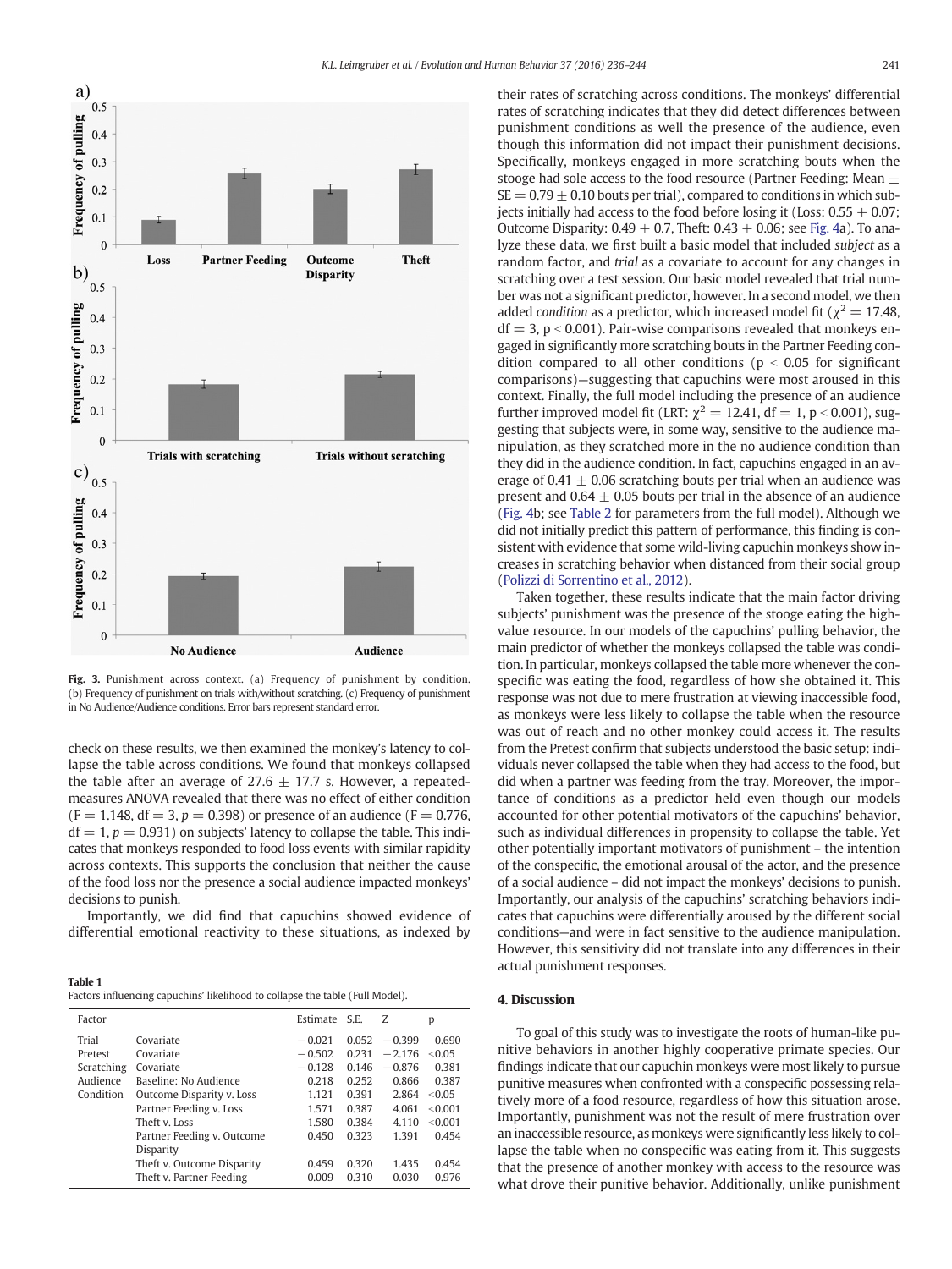Fig. 3. Punishment across context. (a) Frequency of punishment by condition. (b) Frequency of punishment on trials with/without scratching. (c) Frequency of punishment in No Audience/Audience conditions. Error bars represent standard error.

check on these results, we then examined the monkey's latency to collapse the table across conditions. We found that monkeys collapsed the table after an average of 27.6 ± 17.7 s. However, a repeated-measures ANOVA revealed that there was no effect of either condition ($F = 1.148$, $df = 3$, $p = 0.398$) or presence of an audience ($F = 0.776$, $df = 1$, $p = 0.931$) on subjects' latency to collapse the table. This indicates that monkeys responded to food loss events with similar rapidity across contexts. This supports the conclusion that neither the cause of the food loss nor the presence a social audience impacted monkeys' decisions to punish.

Importantly, we did find that capuchins showed evidence of differential emotional reactivity to these situations, as indexed by their rates of scratching across conditions. The monkeys' differential rates of scratching indicates that they did detect differences between punishment conditions as well the presence of the audience, even though this information did not impact their punishment decisions. Specifically, monkeys engaged in more scratching bouts when the stooge had sole access to the food resource (Partner Feeding: Mean ± SE = 0.79 ± 0.10 bouts per trial), compared to conditions in which subjects initially had access to the food before losing it (Loss: 0.55 ± 0.07; Outcome Disparity: 0.49 ± 0.7, Theft: 0.43 ± 0.06; see Fig. 4a). To analyze these data, we first built a basic model that included *subject* as a random factor, and *trial* as a covariate to account for any changes in scratching over a test session. Our basic model revealed that trial number was not a significant predictor, however. In a second model, we then added *condition* as a predictor, which increased model fit ($\chi^2 = 17.48$, $df = 3$, $p < 0.001$). Pair-wise comparisons revealed that monkeys engaged in significantly more scratching bouts in the Partner Feeding condition compared to all other conditions ($p < 0.05$ for significant comparisons)—suggesting that capuchins were most aroused in this context. Finally, the full model including the presence of an audience further improved model fit (LRT: $\chi^2 = 12.41$, $df = 1$, $p < 0.001$), suggesting that subjects were, in some way, sensitive to the audience manipulation, as they scratched more in the no audience condition than they did in the audience condition. In fact, capuchins engaged in an average of 0.41 ± 0.06 scratching bouts per trial when an audience was present and 0.64 ± 0.05 bouts per trial in the absence of an audience (Fig. 4b; see Table 2 for parameters from the full model). Although we did not initially predict this pattern of performance, this finding is consistent with evidence that some wild-living capuchin monkeys show increases in scratching behavior when distanced from their social group (Polizzi di Sorrentino et al., 2012).

Taken together, these results indicate that the main factor driving subjects' punishment was the presence of the stooge eating the high-value resource. In our models of the capuchins' pulling behavior, the main predictor of whether the monkeys collapsed the table was condition. In particular, monkeys collapsed the table more whenever the conspecific was eating the food, regardless of how she obtained it. This response was not due to mere frustration at viewing inaccessible food, as monkeys were less likely to collapse the table when the resource was out of reach and no other monkey could access it. The results from the Pretest confirm that subjects understood the basic setup: individuals never collapsed the table when they had access to the food, but did when a partner was feeding from the tray. Moreover, the importance of conditions as a predictor held even though our models accounted for other potential motivators of the capuchins' behavior, such as individual differences in propensity to collapse the table. Yet other potentially important motivators of punishment – the intention of the conspecific, the emotional arousal of the actor, and the presence of a social audience – did not impact the monkeys' decisions to punish. Importantly, our analysis of the capuchins' scratching behaviors indicates that capuchins were differentially aroused by the different social conditions—and were in fact sensitive to the audience manipulation. However, this sensitivity did not translate into any differences in their actual punishment responses.

**Table 1**
Factors influencing capuchins' likelihood to collapse the table (Full Model).

| Factor | | Estimate | S.E. | Z | p |
|---|---|---|---|---|---|
| Trial | Covariate | −0.021 | 0.052 | −0.399 | 0.690 |
| Pretest | Covariate | −0.502 | 0.231 | −2.176 | <0.05 |
| Scratching | Covariate | −0.128 | 0.146 | −0.876 | 0.381 |
| Audience | Baseline: No Audience | 0.218 | 0.252 | 0.866 | 0.387 |
| Condition | Outcome Disparity v. Loss | 1.121 | 0.391 | 2.864 | <0.05 |
| | Partner Feeding v. Loss | 1.571 | 0.387 | 4.061 | <0.001 |
| | Theft v. Loss | 1.580 | 0.384 | 4.110 | <0.001 |
| | Partner Feeding v. Outcome Disparity | 0.450 | 0.323 | 1.391 | 0.454 |
| | Theft v. Outcome Disparity | 0.459 | 0.320 | 1.435 | 0.454 |
| | Theft v. Partner Feeding | 0.009 | 0.310 | 0.030 | 0.976 |

## 4. Discussion

To goal of this study was to investigate the roots of human-like punitive behaviors in another highly cooperative primate species. Our findings indicate that our capuchin monkeys were most likely to pursue punitive measures when confronted with a conspecific possessing relatively more of a food resource, regardless of how this situation arose. Importantly, punishment was not the result of mere frustration over an inaccessible resource, as monkeys were significantly less likely to collapse the table when no conspecific was eating from it. This suggests that the presence of another monkey with access to the resource was what drove their punitive behavior. Additionally, unlike punishment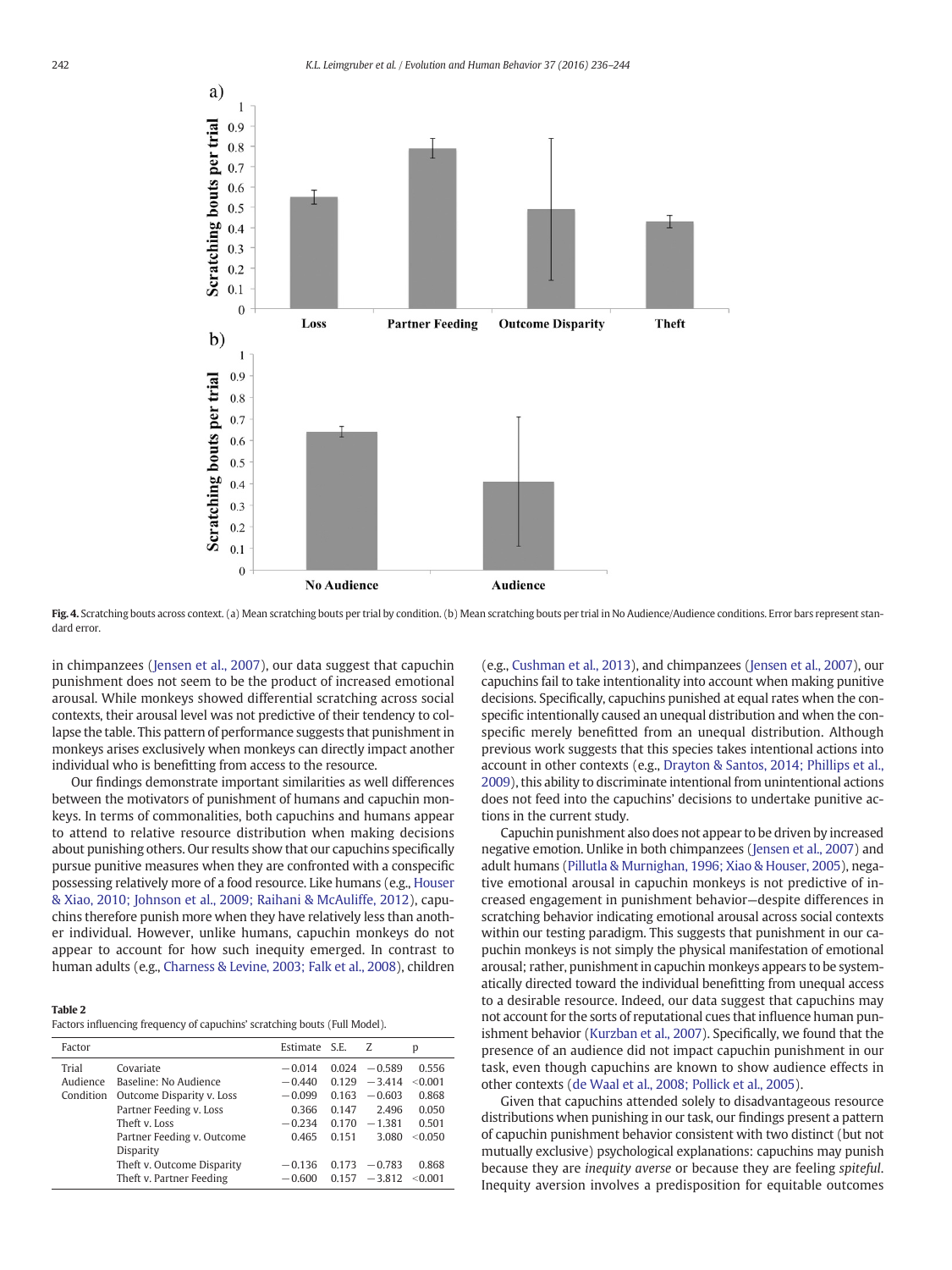Fig. 4. Scratching bouts across context. (a) Mean scratching bouts per trial by condition. (b) Mean scratching bouts per trial in No Audience/Audience conditions. Error bars represent standard error.

in chimpanzees (Jensen et al., 2007), our data suggest that capuchin punishment does not seem to be the product of increased emotional arousal. While monkeys showed differential scratching across social contexts, their arousal level was not predictive of their tendency to collapse the table. This pattern of performance suggests that punishment in monkeys arises exclusively when monkeys can directly impact another individual who is benefitting from access to the resource.

Our findings demonstrate important similarities as well differences between the motivators of punishment of humans and capuchin monkeys. In terms of commonalities, both capuchins and humans appear to attend to relative resource distribution when making decisions about punishing others. Our results show that our capuchins specifically pursue punitive measures when they are confronted with a conspecific possessing relatively more of a food resource. Like humans (e.g., Houser & Xiao, 2010; Johnson et al., 2009; Raihani & McAuliffe, 2012), capuchins therefore punish more when they have relatively less than another individual. However, unlike humans, capuchin monkeys do not appear to account for how such inequity emerged. In contrast to human adults (e.g., Charness & Levine, 2003; Falk et al., 2008), children (e.g., Cushman et al., 2013), and chimpanzees (Jensen et al., 2007), our capuchins fail to take intentionality into account when making punitive decisions. Specifically, capuchins punished at equal rates when the conspecific intentionally caused an unequal distribution and when the conspecific merely benefitted from an unequal distribution. Although previous work suggests that this species takes intentional actions into account in other contexts (e.g., Drayton & Santos, 2014; Phillips et al., 2009), this ability to discriminate intentional from unintentional actions does not feed into the capuchins' decisions to undertake punitive actions in the current study.

**Table 2**
Factors influencing frequency of capuchins' scratching bouts (Full Model).

| Factor | | Estimate | S.E. | Z | p |
|---|---|---|---|---|---|
| Trial | Covariate | −0.014 | 0.024 | −0.589 | 0.556 |
| Audience | Baseline: No Audience | −0.440 | 0.129 | −3.414 | <0.001 |
| Condition | Outcome Disparity v. Loss | −0.099 | 0.163 | −0.603 | 0.868 |
| | Partner Feeding v. Loss | 0.366 | 0.147 | 2.496 | 0.050 |
| | Theft v. Loss | −0.234 | 0.170 | −1.381 | 0.501 |
| | Partner Feeding v. Outcome Disparity | 0.465 | 0.151 | 3.080 | <0.050 |
| | Theft v. Outcome Disparity | −0.136 | 0.173 | −0.783 | 0.868 |
| | Theft v. Partner Feeding | −0.600 | 0.157 | −3.812 | <0.001 |

Capuchin punishment also does not appear to be driven by increased negative emotion. Unlike in both chimpanzees (Jensen et al., 2007) and adult humans (Pillutla & Murnighan, 1996; Xiao & Houser, 2005), negative emotional arousal in capuchin monkeys is not predictive of increased engagement in punishment behavior—despite differences in scratching behavior indicating emotional arousal across social contexts within our testing paradigm. This suggests that punishment in our capuchin monkeys is not simply the physical manifestation of emotional arousal; rather, punishment in capuchin monkeys appears to be systematically directed toward the individual benefitting from unequal access to a desirable resource. Indeed, our data suggest that capuchins may not account for the sorts of reputational cues that influence human punishment behavior (Kurzban et al., 2007). Specifically, we found that the presence of an audience did not impact capuchin punishment in our task, even though capuchins are known to show audience effects in other contexts (de Waal et al., 2008; Pollick et al., 2005).

Given that capuchins attended solely to disadvantageous resource distributions when punishing in our task, our findings present a pattern of capuchin punishment behavior consistent with two distinct (but not mutually exclusive) psychological explanations: capuchins may punish because they are *inequity averse* or because they are feeling *spiteful*. Inequity aversion involves a predisposition for equitable outcomes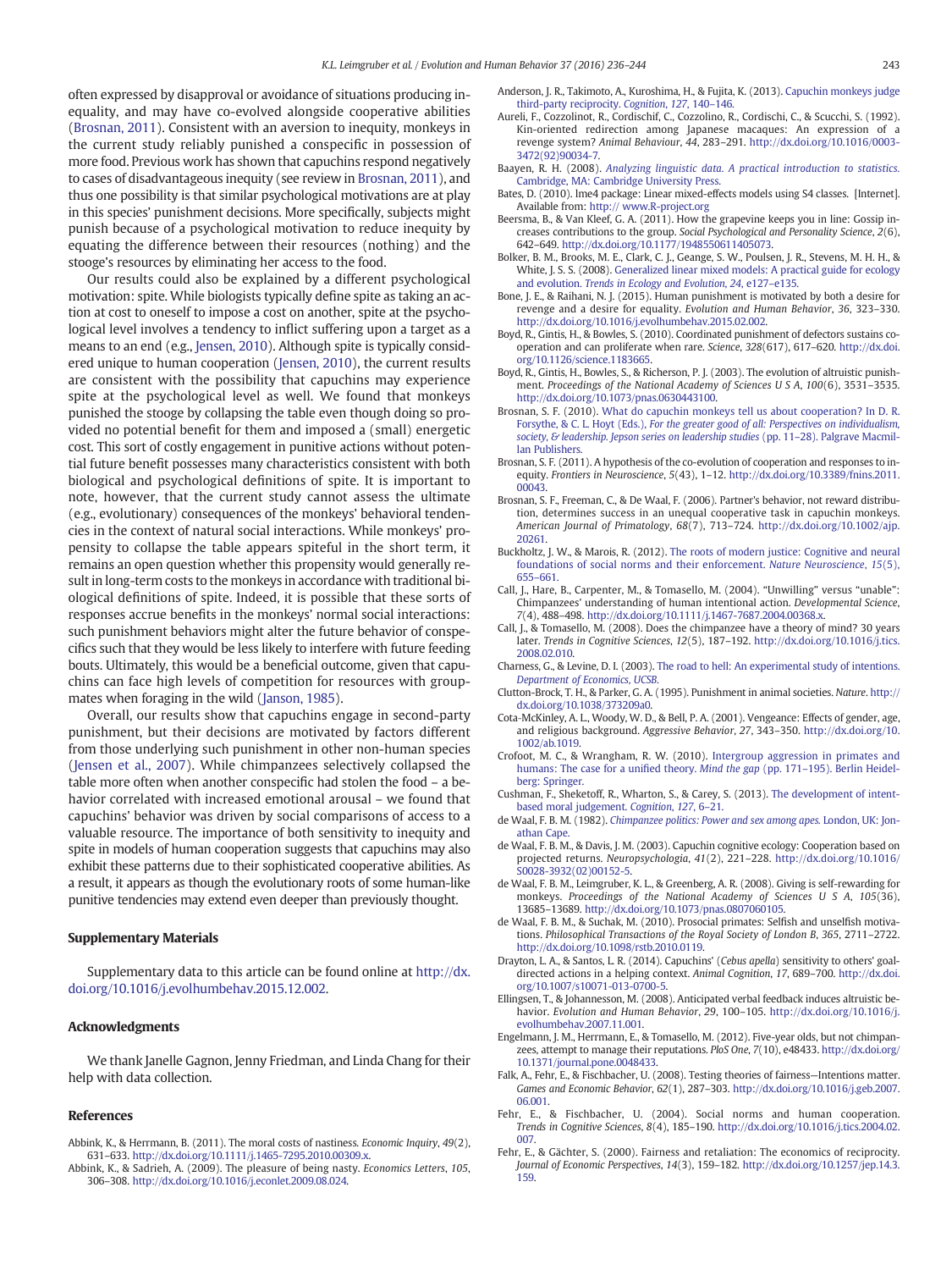often expressed by disapproval or avoidance of situations producing inequality, and may have co-evolved alongside cooperative abilities (Brosnan, 2011). Consistent with an aversion to inequity, monkeys in the current study reliably punished a conspecific in possession of more food. Previous work has shown that capuchins respond negatively to cases of disadvantageous inequity (see review in Brosnan, 2011), and thus one possibility is that similar psychological motivations are at play in this species' punishment decisions. More specifically, subjects might punish because of a psychological motivation to reduce inequity by equating the difference between their resources (nothing) and the stooge's resources by eliminating her access to the food.

Our results could also be explained by a different psychological motivation: spite. While biologists typically define spite as taking an action at cost to oneself to impose a cost on another, spite at the psychological level involves a tendency to inflict suffering upon a target as a means to an end (e.g., Jensen, 2010). Although spite is typically considered unique to human cooperation (Jensen, 2010), the current results are consistent with the possibility that capuchins may experience spite at the psychological level as well. We found that monkeys punished the stooge by collapsing the table even though doing so provided no potential benefit for them and imposed a (small) energetic cost. This sort of costly engagement in punitive actions without potential future benefit possesses many characteristics consistent with both biological and psychological definitions of spite. It is important to note, however, that the current study cannot assess the ultimate (e.g., evolutionary) consequences of the monkeys' behavioral tendencies in the context of natural social interactions. While monkeys' propensity to collapse the table appears spiteful in the short term, it remains an open question whether this propensity would generally result in long-term costs to the monkeys in accordance with traditional biological definitions of spite. Indeed, it is possible that these sorts of responses accrue benefits in the monkeys' normal social interactions: such punishment behaviors might alter the future behavior of conspecifics such that they would be less likely to interfere with future feeding bouts. Ultimately, this would be a beneficial outcome, given that capuchins can face high levels of competition for resources with groupmates when foraging in the wild (Janson, 1985).

Overall, our results show that capuchins engage in second-party punishment, but their decisions are motivated by factors different from those underlying such punishment in other non-human species (Jensen et al., 2007). While chimpanzees selectively collapsed the table more often when another conspecific had stolen the food – a behavior correlated with increased emotional arousal – we found that capuchins' behavior was driven by social comparisons of access to a valuable resource. The importance of both sensitivity to inequity and spite in models of human cooperation suggests that capuchins may also exhibit these patterns due to their sophisticated cooperative abilities. As a result, it appears as though the evolutionary roots of some human-like punitive tendencies may extend even deeper than previously thought.

## Supplementary Materials

Supplementary data to this article can be found online at http://dx.doi.org/10.1016/j.evolhumbehav.2015.12.002.

## Acknowledgments

We thank Janelle Gagnon, Jenny Friedman, and Linda Chang for their help with data collection.

## References

Abbink, K., & Herrmann, B. (2011). The moral costs of nastiness. *Economic Inquiry*, *49*(2), 631–633. http://dx.doi.org/10.1111/j.1465-7295.2010.00309.x.

Abbink, K., & Sadrieh, A. (2009). The pleasure of being nasty. *Economics Letters*, *105*, 306–308. http://dx.doi.org/10.1016/j.econlet.2009.08.024.

Anderson, J. R., Takimoto, A., Kuroshima, H., & Fujita, K. (2013). Capuchin monkeys judge third-party reciprocity. *Cognition*, *127*, 140–146.

Aureli, F., Cozzolinot, R., Cordischif, C., Cozzolino, R., Cordischi, C., & Scucchi, S. (1992). Kin-oriented redirection among Japanese macaques: An expression of a revenge system? *Animal Behaviour*, *44*, 283–291. http://dx.doi.org/10.1016/0003-3472(92)90034-7.

Baayen, R. H. (2008). *Analyzing linguistic data. A practical introduction to statistics.* Cambridge, MA: Cambridge University Press.

Bates, D. (2010). lme4 package: Linear mixed-effects models using S4 classes. [Internet]. Available from: http:// www.R-project.org

Beersma, B., & Van Kleef, G. A. (2011). How the grapevine keeps you in line: Gossip increases contributions to the group. *Social Psychological and Personality Science*, *2*(6), 642–649. http://dx.doi.org/10.1177/1948550611405073.

Bolker, B. M., Brooks, M. E., Clark, C. J., Geange, S. W., Poulsen, J. R., Stevens, M. H. H., & White, J. S. S. (2008). Generalized linear mixed models: A practical guide for ecology and evolution. *Trends in Ecology and Evolution*, *24*, e127–e135.

Bone, J. E., & Raihani, N. J. (2015). Human punishment is motivated by both a desire for revenge and a desire for equality. *Evolution and Human Behavior*, *36*, 323–330. http://dx.doi.org/10.1016/j.evolhumbehav.2015.02.002.

Boyd, R., Gintis, H., & Bowles, S. (2010). Coordinated punishment of defectors sustains cooperation and can proliferate when rare. *Science*, *328*(617), 617–620. http://dx.doi.org/10.1126/science.1183665.

Boyd, R., Gintis, H., Bowles, S., & Richerson, P. J. (2003). The evolution of altruistic punishment. *Proceedings of the National Academy of Sciences U S A*, *100*(6), 3531–3535. http://dx.doi.org/10.1073/pnas.0630443100.

Brosnan, S. F. (2010). What do capuchin monkeys tell us about cooperation? In D. R. Forsythe, & C. L. Hoyt (Eds.), *For the greater good of all: Perspectives on individualism, society, & leadership. Jepson series on leadership studies* (pp. 11–28). Palgrave Macmillan Publishers.

Brosnan, S. F. (2011). A hypothesis of the co-evolution of cooperation and responses to inequity. *Frontiers in Neuroscience*, *5*(43), 1–12. http://dx.doi.org/10.3389/fnins.2011.00043.

Brosnan, S. F., Freeman, C., & De Waal, F. (2006). Partner's behavior, not reward distribution, determines success in an unequal cooperative task in capuchin monkeys. *American Journal of Primatology*, *68*(7), 713–724. http://dx.doi.org/10.1002/ajp.20261.

Buckholtz, J. W., & Marois, R. (2012). The roots of modern justice: Cognitive and neural foundations of social norms and their enforcement. *Nature Neuroscience*, *15*(5), 655–661.

Call, J., Hare, B., Carpenter, M., & Tomasello, M. (2004). "Unwilling" versus "unable": Chimpanzees' understanding of human intentional action. *Developmental Science*, *7*(4), 488–498. http://dx.doi.org/10.1111/j.1467-7687.2004.00368.x.

Call, J., & Tomasello, M. (2008). Does the chimpanzee have a theory of mind? 30 years later. *Trends in Cognitive Sciences*, *12*(5), 187–192. http://dx.doi.org/10.1016/j.tics.2008.02.010.

Charness, G., & Levine, D. I. (2003). The road to hell: An experimental study of intentions. *Department of Economics, UCSB*.

Clutton-Brock, T. H., & Parker, G. A. (1995). Punishment in animal societies. *Nature*. http://dx.doi.org/10.1038/373209a0.

Cota-McKinley, A. L., Woody, W. D., & Bell, P. A. (2001). Vengeance: Effects of gender, age, and religious background. *Aggressive Behavior*, *27*, 343–350. http://dx.doi.org/10.1002/ab.1019.

Crofoot, M. C., & Wrangham, R. W. (2010). Intergroup aggression in primates and humans: The case for a unified theory. *Mind the gap* (pp. 171–195). Berlin Heidelberg: Springer.

Cushman, F., Sheketoff, R., Wharton, S., & Carey, S. (2013). The development of intent-based moral judgement. *Cognition*, *127*, 6–21.

de Waal, F. B. M. (1982). *Chimpanzee politics: Power and sex among apes.* London, UK: Jonathan Cape.

de Waal, F. B. M., & Davis, J. M. (2003). Capuchin cognitive ecology: Cooperation based on projected returns. *Neuropsychologia*, *41*(2), 221–228. http://dx.doi.org/10.1016/S0028-3932(02)00152-5.

de Waal, F. B. M., Leimgruber, K. L., & Greenberg, A. R. (2008). Giving is self-rewarding for monkeys. *Proceedings of the National Academy of Sciences U S A*, *105*(36), 13685–13689. http://dx.doi.org/10.1073/pnas.0807060105.

de Waal, F. B. M., & Suchak, M. (2010). Prosocial primates: Selfish and unselfish motivations. *Philosophical Transactions of the Royal Society of London B*, *365*, 2711–2722. http://dx.doi.org/10.1098/rstb.2010.0119.

Drayton, L. A., & Santos, L. R. (2014). Capuchins' (*Cebus apella*) sensitivity to others' goal-directed actions in a helping context. *Animal Cognition*, *17*, 689–700. http://dx.doi.org/10.1007/s10071-013-0700-5.

Ellingsen, T., & Johannesson, M. (2008). Anticipated verbal feedback induces altruistic behavior. *Evolution and Human Behavior*, *29*, 100–105. http://dx.doi.org/10.1016/j.evolhumbehav.2007.11.001.

Engelmann, J. M., Herrmann, E., & Tomasello, M. (2012). Five-year olds, but not chimpanzees, attempt to manage their reputations. *PloS One*, *7*(10), e48433. http://dx.doi.org/10.1371/journal.pone.0048433.

Falk, A., Fehr, E., & Fischbacher, U. (2008). Testing theories of fairness—Intentions matter. *Games and Economic Behavior*, *62*(1), 287–303. http://dx.doi.org/10.1016/j.geb.2007.06.001.

Fehr, E., & Fischbacher, U. (2004). Social norms and human cooperation. *Trends in Cognitive Sciences*, *8*(4), 185–190. http://dx.doi.org/10.1016/j.tics.2004.02.007.

Fehr, E., & Gächter, S. (2000). Fairness and retaliation: The economics of reciprocity. *Journal of Economic Perspectives*, *14*(3), 159–182. http://dx.doi.org/10.1257/jep.14.3.159.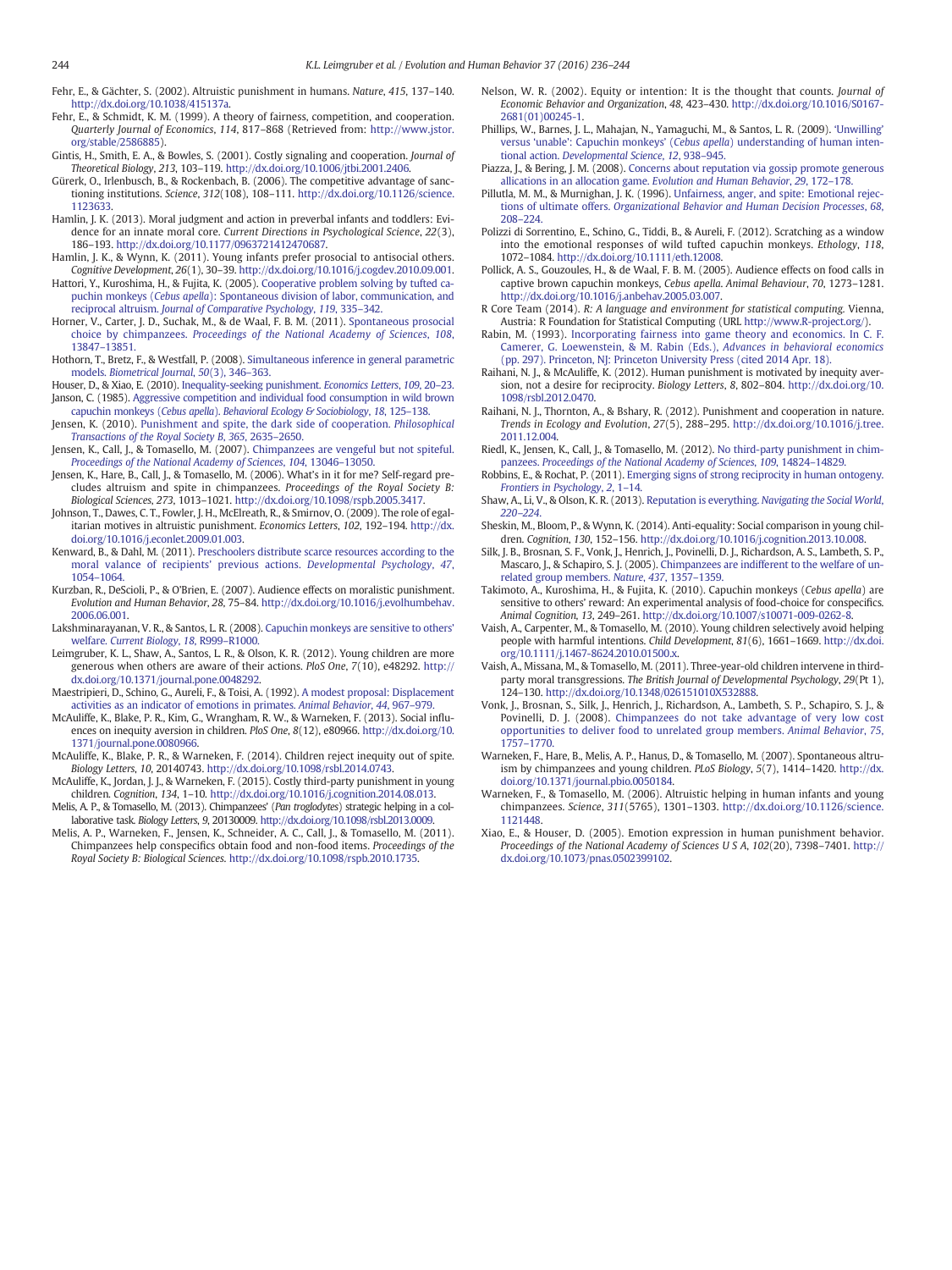Fehr, E., & Gächter, S. (2002). Altruistic punishment in humans. *Nature*, *415*, 137–140. http://dx.doi.org/10.1038/415137a.

Fehr, E., & Schmidt, K. M. (1999). A theory of fairness, competition, and cooperation. *Quarterly Journal of Economics*, *114*, 817–868 (Retrieved from: http://www.jstor.org/stable/2586885).

Gintis, H., Smith, E. A., & Bowles, S. (2001). Costly signaling and cooperation. *Journal of Theoretical Biology*, *213*, 103–119. http://dx.doi.org/10.1006/jtbi.2001.2406.

Gürerk, O., Irlenbusch, B., & Rockenbach, B. (2006). The competitive advantage of sanctioning institutions. *Science*, *312*(108), 108–111. http://dx.doi.org/10.1126/science.1123633.

Hamlin, J. K. (2013). Moral judgment and action in preverbal infants and toddlers: Evidence for an innate moral core. *Current Directions in Psychological Science*, *22*(3), 186–193. http://dx.doi.org/10.1177/0963721412470687.

Hamlin, J. K., & Wynn, K. (2011). Young infants prefer prosocial to antisocial others. *Cognitive Development*, *26*(1), 30–39. http://dx.doi.org/10.1016/j.cogdev.2010.09.001.

Hattori, Y., Kuroshima, H., & Fujita, K. (2005). Cooperative problem solving by tufted capuchin monkeys (*Cebus apella*): Spontaneous division of labor, communication, and reciprocal altruism. *Journal of Comparative Psychology*, *119*, 335–342.

Horner, V., Carter, J. D., Suchak, M., & de Waal, F. B. M. (2011). Spontaneous prosocial choice by chimpanzees. *Proceedings of the National Academy of Sciences*, *108*, 13847–13851.

Hothorn, T., Bretz, F., & Westfall, P. (2008). Simultaneous inference in general parametric models. *Biometrical Journal*, *50*(3), 346–363.

Houser, D., & Xiao, E. (2010). Inequality-seeking punishment. *Economics Letters*, *109*, 20–23.

Janson, C. (1985). Aggressive competition and individual food consumption in wild brown capuchin monkeys (*Cebus apella*). *Behavioral Ecology & Sociobiology*, *18*, 125–138.

Jensen, K. (2010). Punishment and spite, the dark side of cooperation. *Philosophical Transactions of the Royal Society B*, *365*, 2635–2650.

Jensen, K., Call, J., & Tomasello, M. (2007). Chimpanzees are vengeful but not spiteful. *Proceedings of the National Academy of Sciences*, *104*, 13046–13050.

Jensen, K., Hare, B., Call, J., & Tomasello, M. (2006). What's in it for me? Self-regard precludes altruism and spite in chimpanzees. *Proceedings of the Royal Society B: Biological Sciences*, *273*, 1013–1021. http://dx.doi.org/10.1098/rspb.2005.3417.

Johnson, T., Dawes, C. T., Fowler, J. H., McElreath, R., & Smirnov, O. (2009). The role of egalitarian motives in altruistic punishment. *Economics Letters*, *102*, 192–194. http://dx.doi.org/10.1016/j.econlet.2009.01.003.

Kenward, B., & Dahl, M. (2011). Preschoolers distribute scarce resources according to the moral valance of recipients' previous actions. *Developmental Psychology*, *47*, 1054–1064.

Kurzban, R., DeScioli, P., & O'Brien, E. (2007). Audience effects on moralistic punishment. *Evolution and Human Behavior*, *28*, 75–84. http://dx.doi.org/10.1016/j.evolhumbehav.2006.06.001.

Lakshminarayanan, V. R., & Santos, L. R. (2008). Capuchin monkeys are sensitive to others' welfare. *Current Biology*, *18*, R999–R1000.

Leimgruber, K. L., Shaw, A., Santos, L. R., & Olson, K. R. (2012). Young children are more generous when others are aware of their actions. *PloS One*, *7*(10), e48292. http://dx.doi.org/10.1371/journal.pone.0048292.

Maestripieri, D., Schino, G., Aureli, F., & Toisi, A. (1992). A modest proposal: Displacement activities as an indicator of emotions in primates. *Animal Behavior*, *44*, 967–979.

McAuliffe, K., Blake, P. R., Kim, G., Wrangham, R. W., & Warneken, F. (2013). Social influences on inequity aversion in children. *PloS One*, *8*(12), e80966. http://dx.doi.org/10.1371/journal.pone.0080966.

McAuliffe, K., Blake, P. R., & Warneken, F. (2014). Children reject inequity out of spite. *Biology Letters*, *10*, 20140743. http://dx.doi.org/10.1098/rsbl.2014.0743.

McAuliffe, K., Jordan, J. J., & Warneken, F. (2015). Costly third-party punishment in young children. *Cognition*, *134*, 1–10. http://dx.doi.org/10.1016/j.cognition.2014.08.013.

Melis, A. P., & Tomasello, M. (2013). Chimpanzees' (*Pan troglodytes*) strategic helping in a collaborative task. *Biology Letters*, *9*, 20130009. http://dx.doi.org/10.1098/rsbl.2013.0009.

Melis, A. P., Warneken, F., Jensen, K., Schneider, A. C., Call, J., & Tomasello, M. (2011). Chimpanzees help conspecifics obtain food and non-food items. *Proceedings of the Royal Society B: Biological Sciences*. http://dx.doi.org/10.1098/rspb.2010.1735.

Nelson, W. R. (2002). Equity or intention: It is the thought that counts. *Journal of Economic Behavior and Organization*, *48*, 423–430. http://dx.doi.org/10.1016/S0167-2681(01)00245-1.

Phillips, W., Barnes, J. L., Mahajan, N., Yamaguchi, M., & Santos, L. R. (2009). 'Unwilling' versus 'unable': Capuchin monkeys' (*Cebus apella*) understanding of human intentional action. *Developmental Science*, *12*, 938–945.

Piazza, J., & Bering, J. M. (2008). Concerns about reputation via gossip promote generous allocations in an allocation game. *Evolution and Human Behavior*, *29*, 172–178.

Pillutla, M. M., & Murnighan, J. K. (1996). Unfairness, anger, and spite: Emotional rejections of ultimate offers. *Organizational Behavior and Human Decision Processes*, *68*, 208–224.

Polizzi di Sorrentino, E., Schino, G., Tiddi, B., & Aureli, F. (2012). Scratching as a window into the emotional responses of wild tufted capuchin monkeys. *Ethology*, *118*, 1072–1084. http://dx.doi.org/10.1111/eth.12008.

Pollick, A. S., Gouzoules, H., & de Waal, F. B. M. (2005). Audience effects on food calls in captive brown capuchin monkeys, *Cebus apella*. *Animal Behaviour*, *70*, 1273–1281. http://dx.doi.org/10.1016/j.anbehav.2005.03.007.

R Core Team (2014). *R: A language and environment for statistical computing*. Vienna, Austria: R Foundation for Statistical Computing (URL http://www.R-project.org/).

Rabin, M. (1993). Incorporating fairness into game theory and economics. In C. F. Camerer, G. Loewenstein, & M. Rabin (Eds.), *Advances in behavioral economics* (pp. 297). Princeton, NJ: Princeton University Press (cited 2014 Apr. 18).

Raihani, N. J., & McAuliffe, K. (2012). Human punishment is motivated by inequity aversion, not a desire for reciprocity. *Biology Letters*, *8*, 802–804. http://dx.doi.org/10.1098/rsbl.2012.0470.

Raihani, N. J., Thornton, A., & Bshary, R. (2012). Punishment and cooperation in nature. *Trends in Ecology and Evolution*, *27*(5), 288–295. http://dx.doi.org/10.1016/j.tree.2011.12.004.

Riedl, K., Jensen, K., Call, J., & Tomasello, M. (2012). No third-party punishment in chimpanzees. *Proceedings of the National Academy of Sciences*, *109*, 14824–14829.

Robbins, E., & Rochat, P. (2011). Emerging signs of strong reciprocity in human ontogeny. *Frontiers in Psychology*, *2*, 1–14.

Shaw, A., Li, V., & Olson, K. R. (2013). Reputation is everything. *Navigating the Social World*, *220–224*.

Sheskin, M., Bloom, P., & Wynn, K. (2014). Anti-equality: Social comparison in young children. *Cognition*, *130*, 152–156. http://dx.doi.org/10.1016/j.cognition.2013.10.008.

Silk, J. B., Brosnan, S. F., Vonk, J., Henrich, J., Povinelli, D. J., Richardson, A. S., Lambeth, S. P., Mascaro, J., & Schapiro, S. J. (2005). Chimpanzees are indifferent to the welfare of unrelated group members. *Nature*, *437*, 1357–1359.

Takimoto, A., Kuroshima, H., & Fujita, K. (2010). Capuchin monkeys (*Cebus apella*) are sensitive to others' reward: An experimental analysis of food-choice for conspecifics. *Animal Cognition*, *13*, 249–261. http://dx.doi.org/10.1007/s10071-009-0262-8.

Vaish, A., Carpenter, M., & Tomasello, M. (2010). Young children selectively avoid helping people with harmful intentions. *Child Development*, *81*(6), 1661–1669. http://dx.doi.org/10.1111/j.1467-8624.2010.01500.x.

Vaish, A., Missana, M., & Tomasello, M. (2011). Three-year-old children intervene in third-party moral transgressions. *The British Journal of Developmental Psychology*, *29*(Pt 1), 124–130. http://dx.doi.org/10.1348/026151010X532888.

Vonk, J., Brosnan, S. F., Silk, J. B., Henrich, J., Richardson, A. S., Lambeth, S. P., Schapiro, S. J., & Povinelli, D. J. (2008). Chimpanzees do not take advantage of very low cost opportunities to deliver food to unrelated group members. *Animal Behavior*, *75*, 1757–1770.

Warneken, F., Hare, B., Melis, A. P., Hanus, D., & Tomasello, M. (2007). Spontaneous altruism by chimpanzees and young children. *PLoS Biology*, *5*(7), 1414–1420. http://dx.doi.org/10.1371/journal.pbio.0050184.

Warneken, F., & Tomasello, M. (2006). Altruistic helping in human infants and young chimpanzees. *Science*, *311*(5765), 1301–1303. http://dx.doi.org/10.1126/science.1121448.

Xiao, E., & Houser, D. (2005). Emotion expression in human punishment behavior. *Proceedings of the National Academy of Sciences U S A*, *102*(20), 7398–7401. http://dx.doi.org/10.1073/pnas.0502399102.